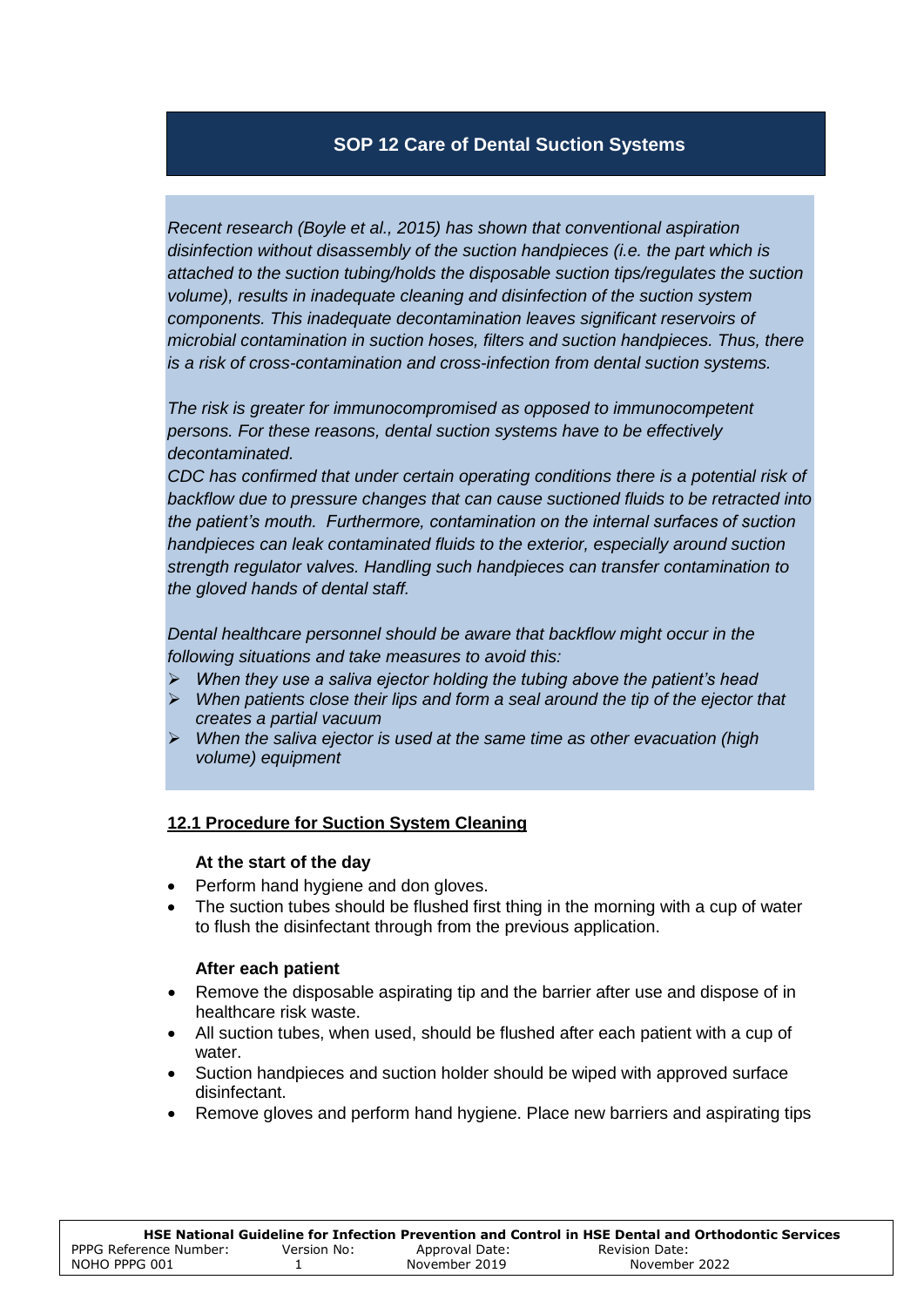# SOP 12 Care of Dental Suction Systems

*Recent research (Boyle et al., 2015) has shown that conventional aspiration disinfection without disassembly of the suction handpieces (i.e. the part which is attached to the suction tubing/holds the disposable suction tips/regulates the suction volume), results in inadequate cleaning and disinfection of the suction system components. This inadequate decontamination leaves significant reservoirs of microbial contamination in suction hoses, filters and suction handpieces. Thus, there is a risk of cross-contamination and cross-infection from dental suction systems.*

*The risk is greater for immunocompromised as opposed to immunocompetent persons. For these reasons, dental suction systems have to be effectively decontaminated.*

*CDC has confirmed that under certain operating conditions there is a potential risk of backflow due to pressure changes that can cause suctioned fluids to be retracted into the patient's mouth. Furthermore, contamination on the internal surfaces of suction handpieces can leak contaminated fluids to the exterior, especially around suction strength regulator valves. Handling such handpieces can transfer contamination to the gloved hands of dental staff.*

*Dental healthcare personnel should be aware that backflow might occur in the following situations and take measures to avoid this:*

- *When they use a saliva ejector holding the tubing above the patient's head*
- *When patients close their lips and form a seal around the tip of the ejector that creates a partial vacuum*
- *When the saliva ejector is used at the same time as other evacuation (high volume) equipment*

## 12.1 Procedure for Suction System Cleaning

**At the start of the day**

- Perform hand hygiene and don gloves.
- The suction tubes should be flushed first thing in the morning with a cup of water to flush the disinfectant through from the previous application.

**After each patient**

- Remove the disposable aspirating tip and the barrier after use and dispose of in healthcare risk waste.
- All suction tubes, when used, should be flushed after each patient with a cup of water.
- Suction handpieces and suction holder should be wiped with approved surface disinfectant.
- Remove gloves and perform hand hygiene. Place new barriers and aspirating tips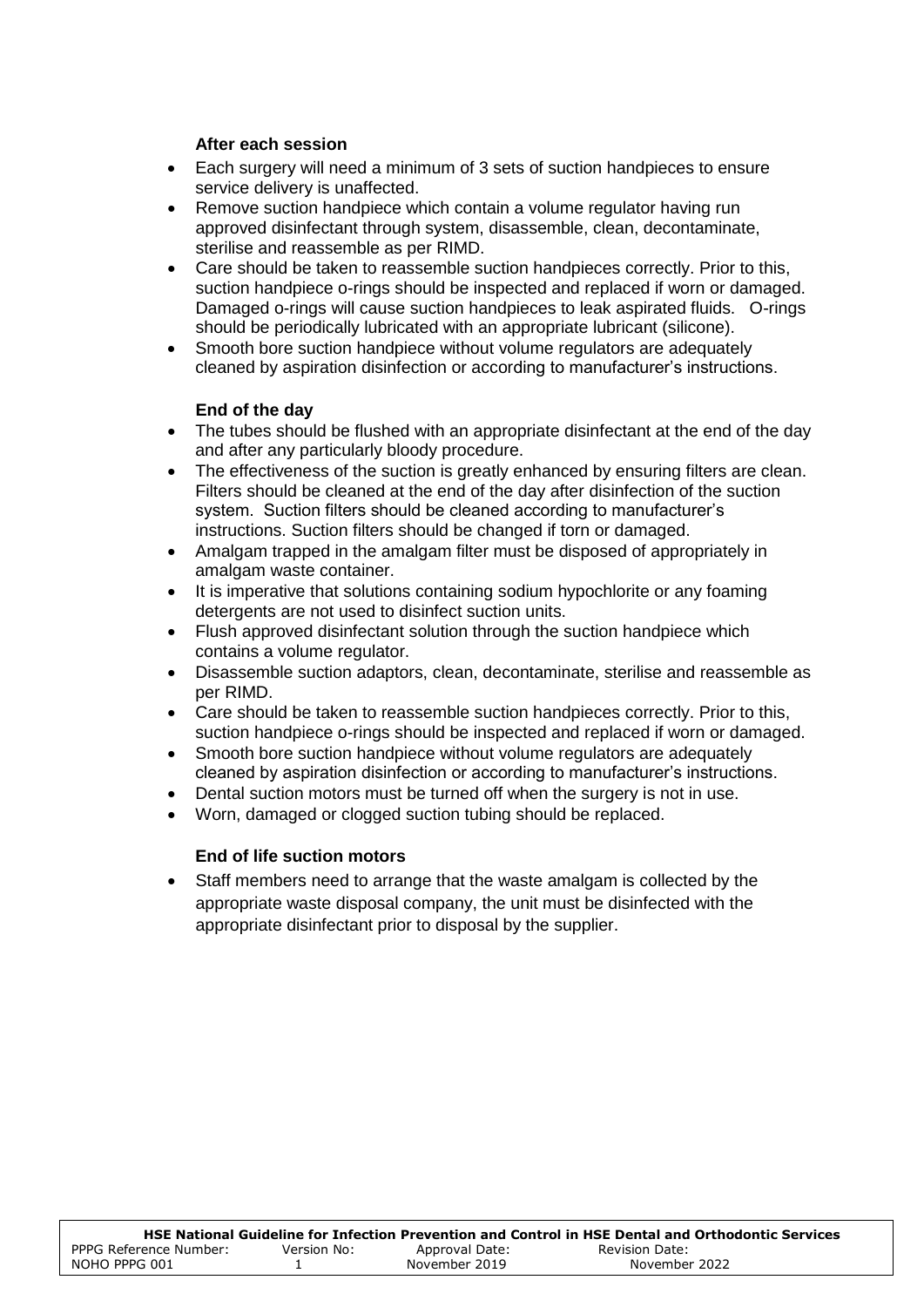**After each session**

- Each surgery will need a minimum of 3 sets of suction handpieces to ensure service delivery is unaffected.
- Remove suction handpiece which contain a volume regulator having run approved disinfectant through system, disassemble, clean, decontaminate, sterilise and reassemble as per RIMD.
- Care should be taken to reassemble suction handpieces correctly. Prior to this, suction handpiece o-rings should be inspected and replaced if worn or damaged. Damaged o-rings will cause suction handpieces to leak aspirated fluids. O-rings should be periodically lubricated with an appropriate lubricant (silicone).
- Smooth bore suction handpiece without volume regulators are adequately cleaned by aspiration disinfection or according to manufacturer's instructions.

**End of the day**

- The tubes should be flushed with an appropriate disinfectant at the end of the day and after any particularly bloody procedure.
- The effectiveness of the suction is greatly enhanced by ensuring filters are clean. Filters should be cleaned at the end of the day after disinfection of the suction system. Suction filters should be cleaned according to manufacturer's instructions. Suction filters should be changed if torn or damaged.
- Amalgam trapped in the amalgam filter must be disposed of appropriately in amalgam waste container.
- It is imperative that solutions containing sodium hypochlorite or any foaming detergents are not used to disinfect suction units.
- Flush approved disinfectant solution through the suction handpiece which contains a volume regulator.
- Disassemble suction adaptors, clean, decontaminate, sterilise and reassemble as per RIMD.
- Care should be taken to reassemble suction handpieces correctly. Prior to this, suction handpiece o-rings should be inspected and replaced if worn or damaged.
- Smooth bore suction handpiece without volume regulators are adequately cleaned by aspiration disinfection or according to manufacturer's instructions.
- Dental suction motors must be turned off when the surgery is not in use.
- Worn, damaged or clogged suction tubing should be replaced.

**End of life suction motors**

- Staff members need to arrange that the waste amalgam is collected by the appropriate waste disposal company, the unit must be disinfected with the appropriate disinfectant prior to disposal by the supplier.